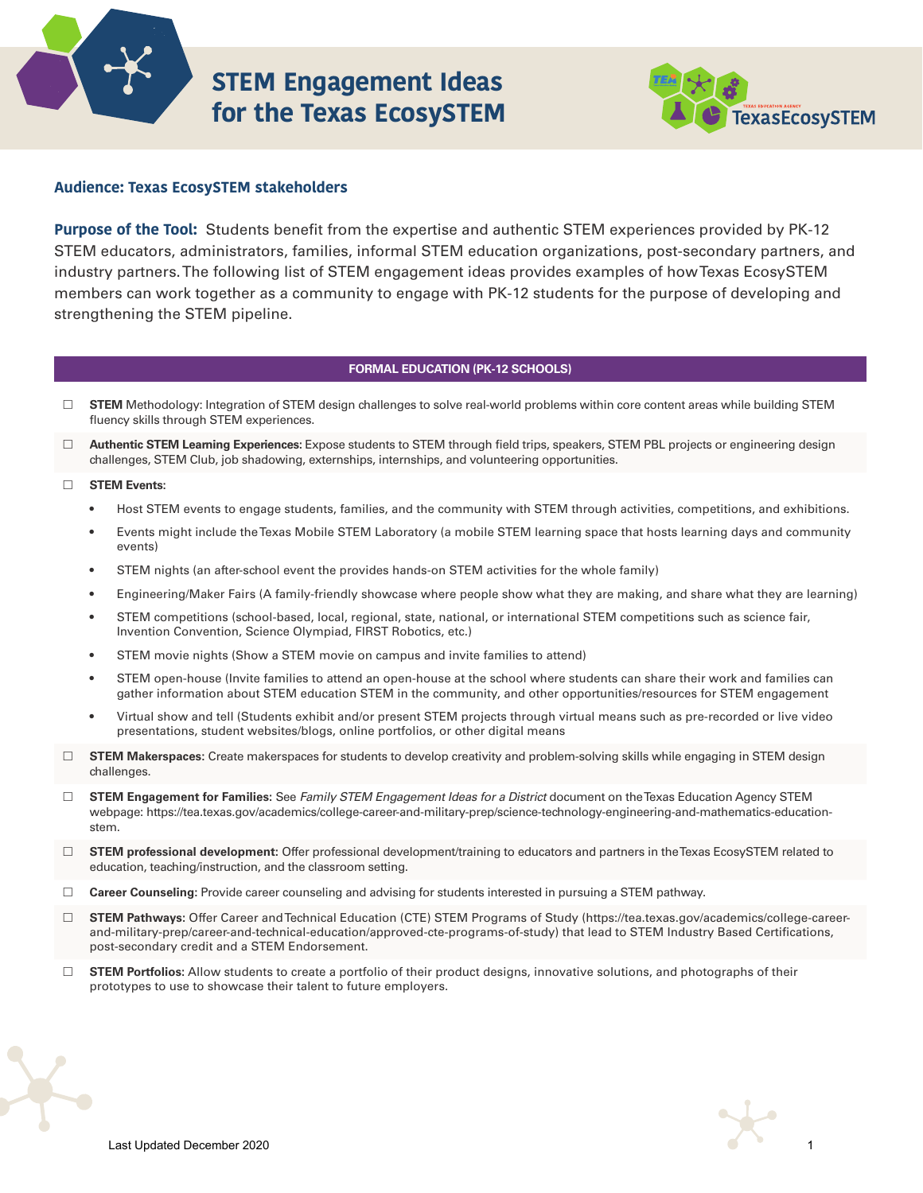# STEM Engagement Ideas for the Texas EcosySTEM

**Audience: Texas EcosySTEM stakeholders**

**Purpose of the Tool:** Students benefit from the expertise and authentic STEM experiences provided by PK-12 STEM educators, administrators, families, informal STEM education organizations, post-secondary partners, and industry partners. The following list of STEM engagement ideas provides examples of how Texas EcosySTEM members can work together as a community to engage with PK-12 students for the purpose of developing and strengthening the STEM pipeline.

## FORMAL EDUCATION (PK-12 SCHOOLS)

- ☐ **STEM** Methodology: Integration of STEM design challenges to solve real-world problems within core content areas while building STEM fluency skills through STEM experiences.
- ☐ **Authentic STEM Learning Experiences:** Expose students to STEM through field trips, speakers, STEM PBL projects or engineering design challenges, STEM Club, job shadowing, externships, internships, and volunteering opportunities.
- ☐ **STEM Events:**
  - Host STEM events to engage students, families, and the community with STEM through activities, competitions, and exhibitions.
  - Events might include the Texas Mobile STEM Laboratory (a mobile STEM learning space that hosts learning days and community events)
  - STEM nights (an after-school event the provides hands-on STEM activities for the whole family)
  - Engineering/Maker Fairs (A family-friendly showcase where people show what they are making, and share what they are learning)
  - STEM competitions (school-based, local, regional, state, national, or international STEM competitions such as science fair, Invention Convention, Science Olympiad, FIRST Robotics, etc.)
  - STEM movie nights (Show a STEM movie on campus and invite families to attend)
  - STEM open-house (Invite families to attend an open-house at the school where students can share their work and families can gather information about STEM education STEM in the community, and other opportunities/resources for STEM engagement
  - Virtual show and tell (Students exhibit and/or present STEM projects through virtual means such as pre-recorded or live video presentations, student websites/blogs, online portfolios, or other digital means
- ☐ **STEM Makerspaces:** Create makerspaces for students to develop creativity and problem-solving skills while engaging in STEM design challenges.
- ☐ **STEM Engagement for Families:** See *Family STEM Engagement Ideas for a District* document on the Texas Education Agency STEM webpage: https://tea.texas.gov/academics/college-career-and-military-prep/science-technology-engineering-and-mathematics-education-stem.
- ☐ **STEM professional development:** Offer professional development/training to educators and partners in the Texas EcosySTEM related to education, teaching/instruction, and the classroom setting.
- ☐ **Career Counseling:** Provide career counseling and advising for students interested in pursuing a STEM pathway.
- ☐ **STEM Pathways:** Offer Career and Technical Education (CTE) STEM Programs of Study (https://tea.texas.gov/academics/college-career-and-military-prep/career-and-technical-education/approved-cte-programs-of-study) that lead to STEM Industry Based Certifications, post-secondary credit and a STEM Endorsement.
- ☐ **STEM Portfolios:** Allow students to create a portfolio of their product designs, innovative solutions, and photographs of their prototypes to use to showcase their talent to future employers.

Last Updated December 2020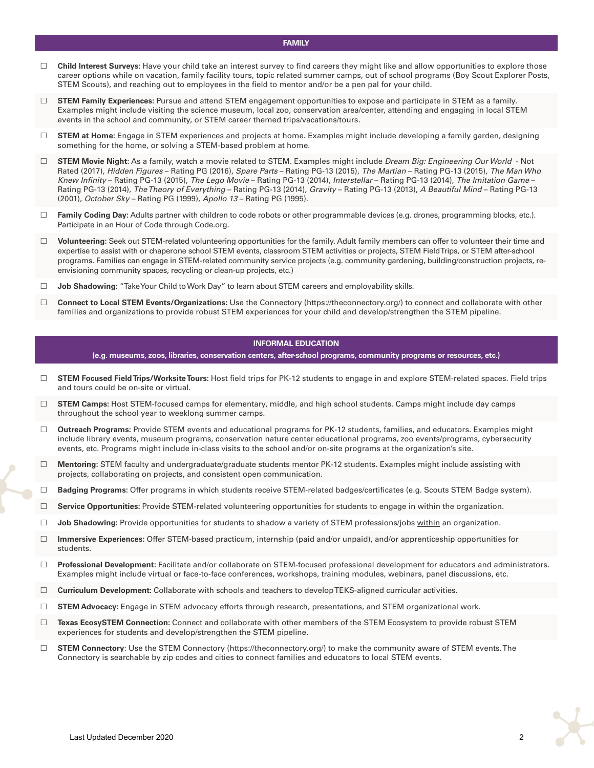## FAMILY

- ☐ **Child Interest Surveys:** Have your child take an interest survey to find careers they might like and allow opportunities to explore those career options while on vacation, family facility tours, topic related summer camps, out of school programs (Boy Scout Explorer Posts, STEM Scouts), and reaching out to employees in the field to mentor and/or be a pen pal for your child.
- ☐ **STEM Family Experiences:** Pursue and attend STEM engagement opportunities to expose and participate in STEM as a family. Examples might include visiting the science museum, local zoo, conservation area/center, attending and engaging in local STEM events in the school and community, or STEM career themed trips/vacations/tours.
- ☐ **STEM at Home:** Engage in STEM experiences and projects at home. Examples might include developing a family garden, designing something for the home, or solving a STEM-based problem at home.
- ☐ **STEM Movie Night:** As a family, watch a movie related to STEM. Examples might include *Dream Big: Engineering Our World* - Not Rated (2017), *Hidden Figures* – Rating PG (2016), *Spare Parts* – Rating PG-13 (2015), *The Martian* – Rating PG-13 (2015), *The Man Who Knew Infinity* – Rating PG-13 (2015), *The Lego Movie* – Rating PG (2014), *Interstellar* – Rating PG-13 (2014), *The Imitation Game* – Rating PG-13 (2014), *The Theory of Everything* – Rating PG-13 (2014), *Gravity* – Rating PG-13 (2013), *A Beautiful Mind* – Rating PG-13 (2001), *October Sky* – Rating PG (1999), *Apollo 13* – Rating PG (1995).
- ☐ **Family Coding Day:** Adults partner with children to code robots or other programmable devices (e.g. drones, programming blocks, etc.). Participate in an Hour of Code through Code.org.
- ☐ **Volunteering:** Seek out STEM-related volunteering opportunities for the family. Adult family members can offer to volunteer their time and expertise to assist with or chaperone school STEM events, classroom STEM activities or projects, STEM Field Trips, or STEM after-school programs. Families can engage in STEM-related community service projects (e.g. community gardening, building/construction projects, re-envisioning community spaces, recycling or clean-up projects, etc.)
- ☐ **Job Shadowing:** "Take Your Child to Work Day" to learn about STEM careers and employability skills.
- ☐ **Connect to Local STEM Events/Organizations:** Use the Connectory (https://theconnectory.org/) to connect and collaborate with other families and organizations to provide robust STEM experiences for your child and develop/strengthen the STEM pipeline.

## INFORMAL EDUCATION

**(e.g. museums, zoos, libraries, conservation centers, after-school programs, community programs or resources, etc.)**

- ☐ **STEM Focused Field Trips/Worksite Tours:** Host field trips for PK-12 students to engage in and explore STEM-related spaces. Field trips and tours could be on-site or virtual.
- ☐ **STEM Camps:** Host STEM-focused camps for elementary, middle, and high school students. Camps might include day camps throughout the school year to weeklong summer camps.
- ☐ **Outreach Programs:** Provide STEM events and educational programs for PK-12 students, families, and educators. Examples might include library events, museum programs, conservation nature center educational programs, zoo events/programs, cybersecurity events, etc. Programs might include in-class visits to the school and/or on-site programs at the organization's site.
- ☐ **Mentoring**: STEM faculty and undergraduate/graduate students mentor PK-12 students. Examples might include assisting with projects, collaborating on projects, and consistent open communication.
- ☐ **Badging Programs:** Offer programs in which students receive STEM-related badges/certificates (e.g. Scouts STEM Badge system).
- ☐ **Service Opportunities:** Provide STEM-related volunteering opportunities for students to engage in within the organization.
- ☐ **Job Shadowing:** Provide opportunities for students to shadow a variety of STEM professions/jobs within an organization.
- ☐ **Immersive Experiences:** Offer STEM-based practicum, internship (paid and/or unpaid), and/or apprenticeship opportunities for students.
- ☐ **Professional Development:** Facilitate and/or collaborate on STEM-focused professional development for educators and administrators. Examples might include virtual or face-to-face conferences, workshops, training modules, webinars, panel discussions, etc.
- ☐ **Curriculum Development:** Collaborate with schools and teachers to develop TEKS-aligned curricular activities.
- ☐ **STEM Advocacy:** Engage in STEM advocacy efforts through research, presentations, and STEM organizational work.
- ☐ **Texas EcosySTEM Connection**: Connect and collaborate with other members of the STEM Ecosystem to provide robust STEM experiences for students and develop/strengthen the STEM pipeline.
- ☐ **STEM Connectory**: Use the STEM Connectory (https://theconnectory.org/) to make the community aware of STEM events. The Connectory is searchable by zip codes and cities to connect families and educators to local STEM events.

Last Updated December 2020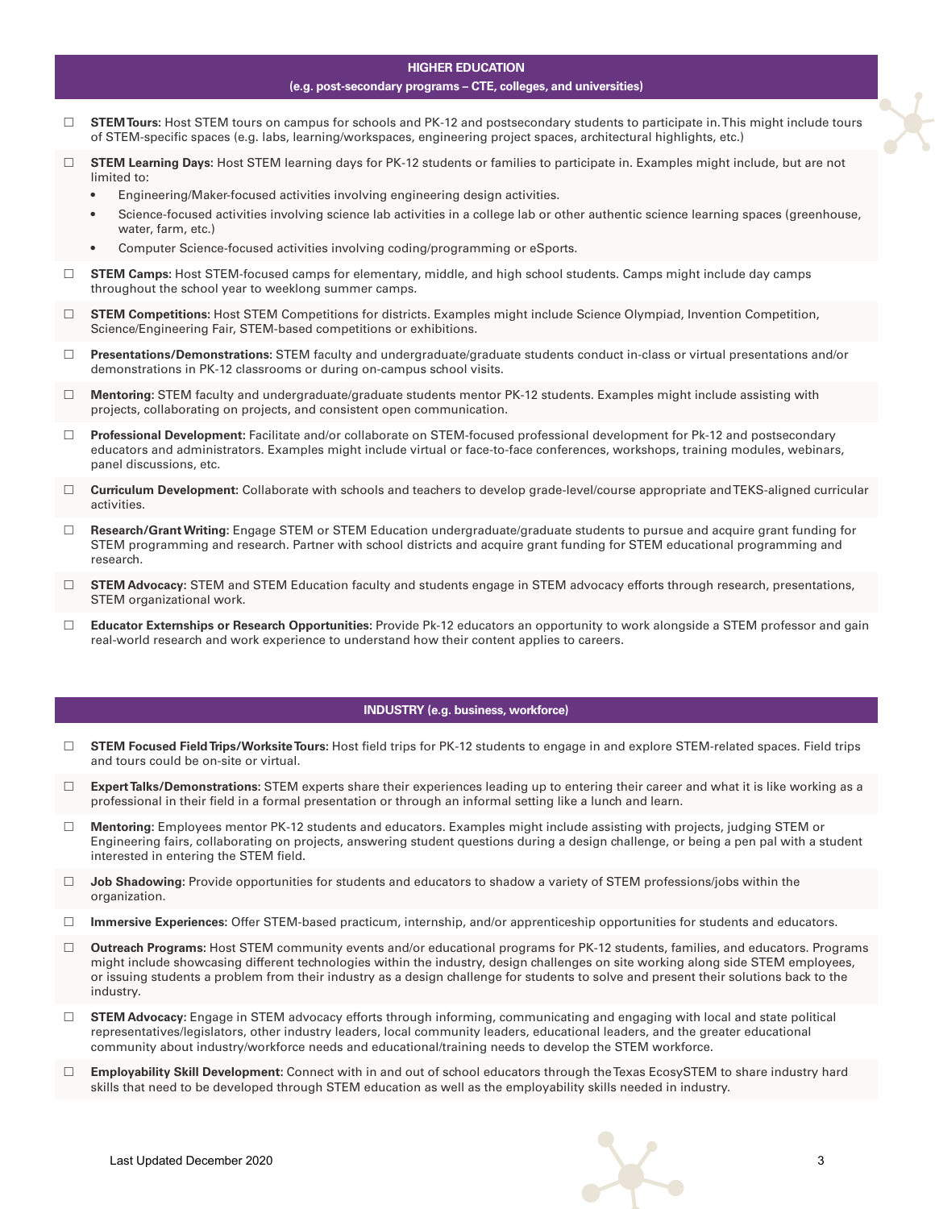## HIGHER EDUCATION

**(e.g. post-secondary programs – CTE, colleges, and universities)**

- ☐ **STEM Tours:** Host STEM tours on campus for schools and PK-12 and postsecondary students to participate in. This might include tours of STEM-specific spaces (e.g. labs, learning/workspaces, engineering project spaces, architectural highlights, etc.)
- ☐ **STEM Learning Days:** Host STEM learning days for PK-12 students or families to participate in. Examples might include, but are not limited to:
  - Engineering/Maker-focused activities involving engineering design activities.
  - Science-focused activities involving science lab activities in a college lab or other authentic science learning spaces (greenhouse, water, farm, etc.)
  - Computer Science-focused activities involving coding/programming or eSports.
- ☐ **STEM Camps:** Host STEM-focused camps for elementary, middle, and high school students. Camps might include day camps throughout the school year to weeklong summer camps.
- ☐ **STEM Competitions:** Host STEM Competitions for districts. Examples might include Science Olympiad, Invention Competition, Science/Engineering Fair, STEM-based competitions or exhibitions.
- ☐ **Presentations/Demonstrations:** STEM faculty and undergraduate/graduate students conduct in-class or virtual presentations and/or demonstrations in PK-12 classrooms or during on-campus school visits.
- ☐ **Mentoring:** STEM faculty and undergraduate/graduate students mentor PK-12 students. Examples might include assisting with projects, collaborating on projects, and consistent open communication.
- ☐ **Professional Development:** Facilitate and/or collaborate on STEM-focused professional development for Pk-12 and postsecondary educators and administrators. Examples might include virtual or face-to-face conferences, workshops, training modules, webinars, panel discussions, etc.
- ☐ **Curriculum Development:** Collaborate with schools and teachers to develop grade-level/course appropriate and TEKS-aligned curricular activities.
- ☐ **Research/Grant Writing:** Engage STEM or STEM Education undergraduate/graduate students to pursue and acquire grant funding for STEM programming and research. Partner with school districts and acquire grant funding for STEM educational programming and research.
- ☐ **STEM Advocacy:** STEM and STEM Education faculty and students engage in STEM advocacy efforts through research, presentations, STEM organizational work.
- ☐ **Educator Externships or Research Opportunities:** Provide Pk-12 educators an opportunity to work alongside a STEM professor and gain real-world research and work experience to understand how their content applies to careers.

## INDUSTRY (e.g. business, workforce)

- ☐ **STEM Focused Field Trips/Worksite Tours:** Host field trips for PK-12 students to engage in and explore STEM-related spaces. Field trips and tours could be on-site or virtual.
- ☐ **Expert Talks/Demonstrations:** STEM experts share their experiences leading up to entering their career and what it is like working as a professional in their field in a formal presentation or through an informal setting like a lunch and learn.
- ☐ **Mentoring:** Employees mentor PK-12 students and educators. Examples might include assisting with projects, judging STEM or Engineering fairs, collaborating on projects, answering student questions during a design challenge, or being a pen pal with a student interested in entering the STEM field.
- ☐ **Job Shadowing:** Provide opportunities for students and educators to shadow a variety of STEM professions/jobs within the organization.
- ☐ **Immersive Experiences:** Offer STEM-based practicum, internship, and/or apprenticeship opportunities for students and educators.
- ☐ **Outreach Programs:** Host STEM community events and/or educational programs for PK-12 students, families, and educators. Programs might include showcasing different technologies within the industry, design challenges on site working along side STEM employees, or issuing students a problem from their industry as a design challenge for students to solve and present their solutions back to the industry.
- ☐ **STEM Advocacy:** Engage in STEM advocacy efforts through informing, communicating and engaging with local and state political representatives/legislators, other industry leaders, local community leaders, educational leaders, and the greater educational community about industry/workforce needs and educational/training needs to develop the STEM workforce.
- ☐ **Employability Skill Development:** Connect with in and out of school educators through the Texas EcosySTEM to share industry hard skills that need to be developed through STEM education as well as the employability skills needed in industry.

Last Updated December 2020